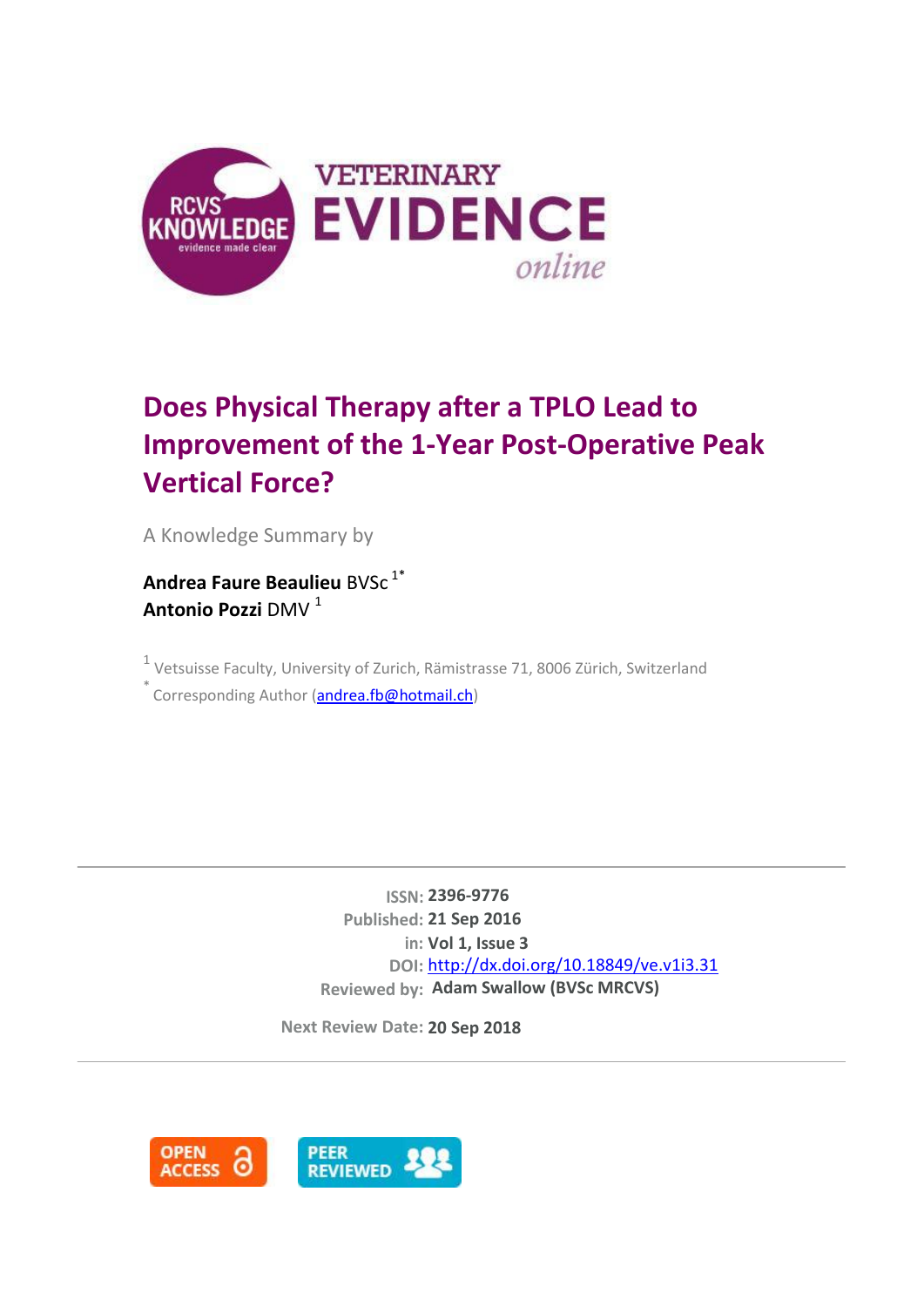# Does Physical Therapy after a TPLO Lead to Improvement of the 1-Year Post-Operative Peak Vertical Force?

A Knowledge Summary by

**Andrea Faure Beaulieu** BVSc [1*]
**Antonio Pozzi** DMV [1]

[1] Vetsuisse Faculty, University of Zurich, Rämistrasse 71, 8006 Zürich, Switzerland
[*] Corresponding Author (andrea.fb@hotmail.ch)

---

**ISSN:** 2396-9776
**Published:** 21 Sep 2016
**in:** Vol 1, Issue 3
**DOI:** http://dx.doi.org/10.18849/ve.v1i3.31
**Reviewed by:** Adam Swallow (BVSc MRCVS)

**Next Review Date:** 20 Sep 2018

---

OPEN ACCESS

PEER REVIEWED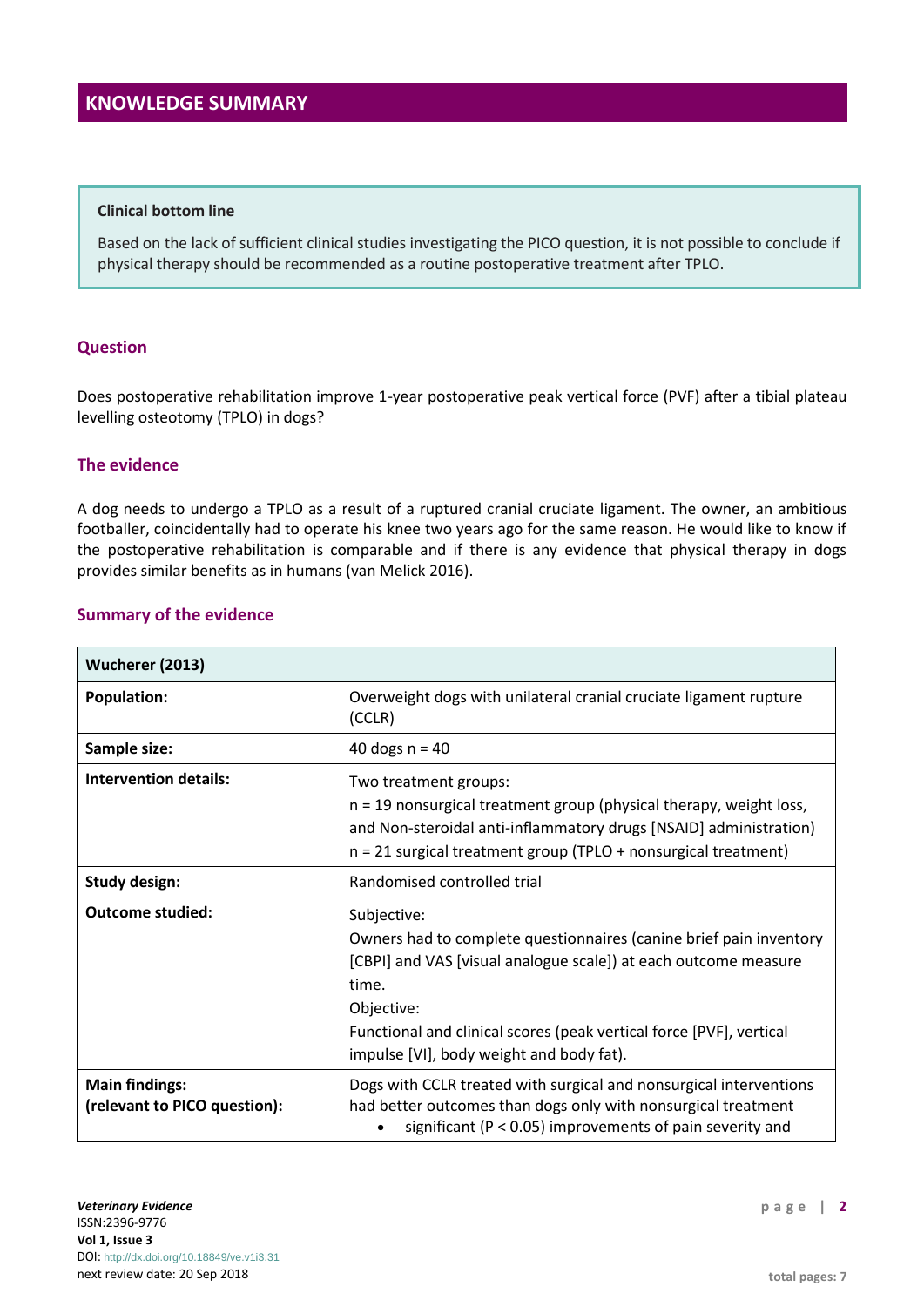## KNOWLEDGE SUMMARY

**Clinical bottom line**

Based on the lack of sufficient clinical studies investigating the PICO question, it is not possible to conclude if physical therapy should be recommended as a routine postoperative treatment after TPLO.

### Question

Does postoperative rehabilitation improve 1-year postoperative peak vertical force (PVF) after a tibial plateau levelling osteotomy (TPLO) in dogs?

### The evidence

A dog needs to undergo a TPLO as a result of a ruptured cranial cruciate ligament. The owner, an ambitious footballer, coincidentally had to operate his knee two years ago for the same reason. He would like to know if the postoperative rehabilitation is comparable and if there is any evidence that physical therapy in dogs provides similar benefits as in humans (van Melick 2016).

### Summary of the evidence

| **Wucherer (2013)** | |
|---|---|
| **Population:** | Overweight dogs with unilateral cranial cruciate ligament rupture (CCLR) |
| **Sample size:** | 40 dogs n = 40 |
| **Intervention details:** | Two treatment groups:<br>n = 19 nonsurgical treatment group (physical therapy, weight loss, and Non-steroidal anti-inflammatory drugs [NSAID] administration)<br>n = 21 surgical treatment group (TPLO + nonsurgical treatment) |
| **Study design:** | Randomised controlled trial |
| **Outcome studied:** | Subjective:<br>Owners had to complete questionnaires (canine brief pain inventory [CBPI] and VAS [visual analogue scale]) at each outcome measure time.<br>Objective:<br>Functional and clinical scores (peak vertical force [PVF], vertical impulse [VI], body weight and body fat). |
| **Main findings:**<br>**(relevant to PICO question):** | Dogs with CCLR treated with surgical and nonsurgical interventions had better outcomes than dogs only with nonsurgical treatment<br>• significant ($P < 0.05$) improvements of pain severity and |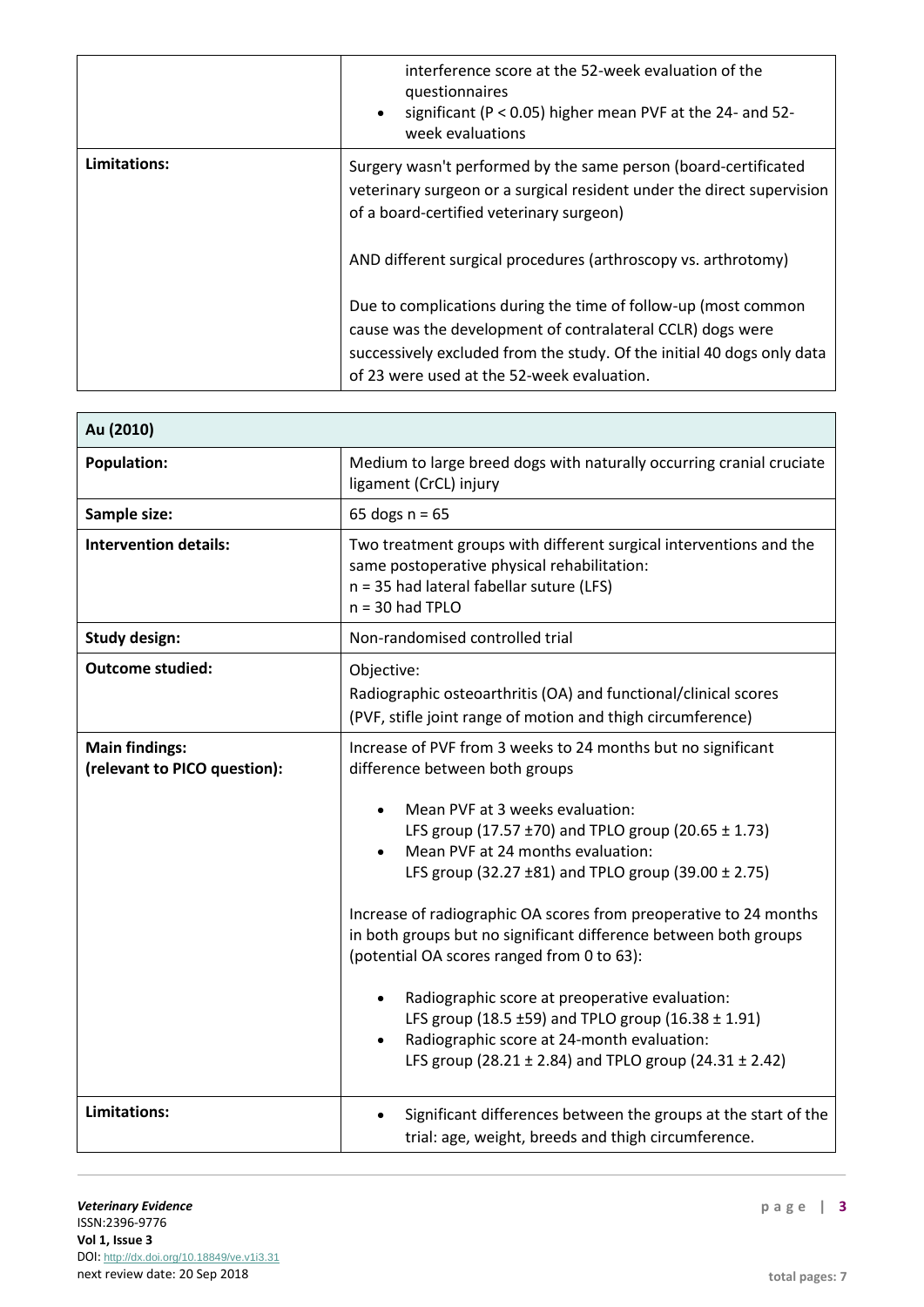| | |
|---|---|
| | • interference score at the 52-week evaluation of the questionnaires<br>• significant ($P < 0.05$) higher mean PVF at the 24- and 52-week evaluations |
| **Limitations:** | Surgery wasn't performed by the same person (board-certificated veterinary surgeon or a surgical resident under the direct supervision of a board-certified veterinary surgeon)<br><br>AND different surgical procedures (arthroscopy vs. arthrotomy)<br><br>Due to complications during the time of follow-up (most common cause was the development of contralateral CCLR) dogs were successively excluded from the study. Of the initial 40 dogs only data of 23 were used at the 52-week evaluation. |

| **Au (2010)** | |
|---|---|
| **Population:** | Medium to large breed dogs with naturally occurring cranial cruciate ligament (CrCL) injury |
| **Sample size:** | 65 dogs n = 65 |
| **Intervention details:** | Two treatment groups with different surgical interventions and the same postoperative physical rehabilitation:<br>n = 35 had lateral fabellar suture (LFS)<br>n = 30 had TPLO |
| **Study design:** | Non-randomised controlled trial |
| **Outcome studied:** | Objective:<br>Radiographic osteoarthritis (OA) and functional/clinical scores (PVF, stifle joint range of motion and thigh circumference) |
| **Main findings: (relevant to PICO question):** | Increase of PVF from 3 weeks to 24 months but no significant difference between both groups<br><br>• Mean PVF at 3 weeks evaluation: LFS group (17.57 ±70) and TPLO group (20.65 ± 1.73)<br>• Mean PVF at 24 months evaluation: LFS group (32.27 ±81) and TPLO group (39.00 ± 2.75)<br><br>Increase of radiographic OA scores from preoperative to 24 months in both groups but no significant difference between both groups (potential OA scores ranged from 0 to 63):<br><br>• Radiographic score at preoperative evaluation: LFS group (18.5 ±59) and TPLO group (16.38 ± 1.91)<br>• Radiographic score at 24-month evaluation: LFS group (28.21 ± 2.84) and TPLO group (24.31 ± 2.42) |
| **Limitations:** | • Significant differences between the groups at the start of the trial: age, weight, breeds and thigh circumference. |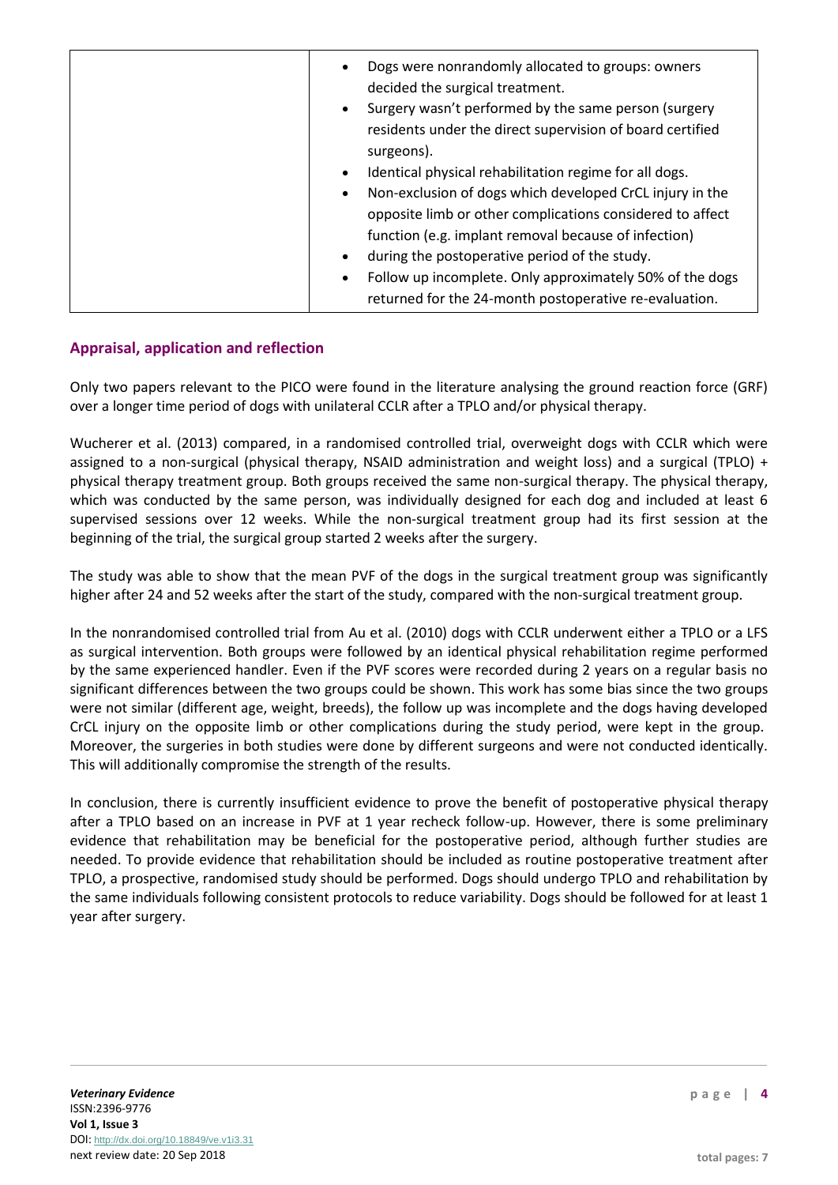| | <ul><li>Dogs were nonrandomly allocated to groups: owners decided the surgical treatment.</li><li>Surgery wasn't performed by the same person (surgery residents under the direct supervision of board certified surgeons).</li><li>Identical physical rehabilitation regime for all dogs.</li><li>Non-exclusion of dogs which developed CrCL injury in the opposite limb or other complications considered to affect function (e.g. implant removal because of infection)</li><li>during the postoperative period of the study.</li><li>Follow up incomplete. Only approximately 50% of the dogs returned for the 24-month postoperative re-evaluation.</li></ul> |
|---|---|

## Appraisal, application and reflection

Only two papers relevant to the PICO were found in the literature analysing the ground reaction force (GRF) over a longer time period of dogs with unilateral CCLR after a TPLO and/or physical therapy.

Wucherer et al. (2013) compared, in a randomised controlled trial, overweight dogs with CCLR which were assigned to a non-surgical (physical therapy, NSAID administration and weight loss) and a surgical (TPLO) + physical therapy treatment group. Both groups received the same non-surgical therapy. The physical therapy, which was conducted by the same person, was individually designed for each dog and included at least 6 supervised sessions over 12 weeks. While the non-surgical treatment group had its first session at the beginning of the trial, the surgical group started 2 weeks after the surgery.

The study was able to show that the mean PVF of the dogs in the surgical treatment group was significantly higher after 24 and 52 weeks after the start of the study, compared with the non-surgical treatment group.

In the nonrandomised controlled trial from Au et al. (2010) dogs with CCLR underwent either a TPLO or a LFS as surgical intervention. Both groups were followed by an identical physical rehabilitation regime performed by the same experienced handler. Even if the PVF scores were recorded during 2 years on a regular basis no significant differences between the two groups could be shown. This work has some bias since the two groups were not similar (different age, weight, breeds), the follow up was incomplete and the dogs having developed CrCL injury on the opposite limb or other complications during the study period, were kept in the group. Moreover, the surgeries in both studies were done by different surgeons and were not conducted identically. This will additionally compromise the strength of the results.

In conclusion, there is currently insufficient evidence to prove the benefit of postoperative physical therapy after a TPLO based on an increase in PVF at 1 year recheck follow-up. However, there is some preliminary evidence that rehabilitation may be beneficial for the postoperative period, although further studies are needed. To provide evidence that rehabilitation should be included as routine postoperative treatment after TPLO, a prospective, randomised study should be performed. Dogs should undergo TPLO and rehabilitation by the same individuals following consistent protocols to reduce variability. Dogs should be followed for at least 1 year after surgery.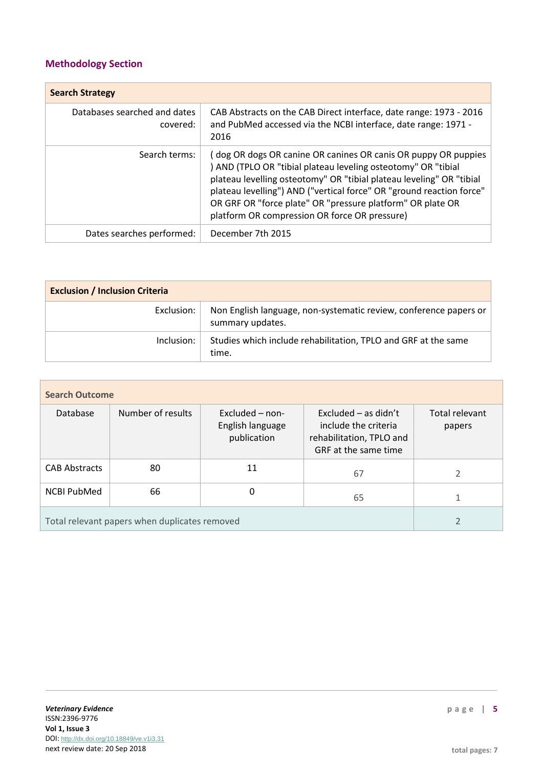## Methodology Section

| Search Strategy | |
|---|---|
| Databases searched and dates covered: | CAB Abstracts on the CAB Direct interface, date range: 1973 - 2016 and PubMed accessed via the NCBI interface, date range: 1971 - 2016 |
| Search terms: | ( dog OR dogs OR canine OR canines OR canis OR puppy OR puppies ) AND (TPLO OR "tibial plateau leveling osteotomy" OR "tibial plateau levelling osteotomy" OR "tibial plateau leveling" OR "tibial plateau levelling") AND ("vertical force" OR "ground reaction force" OR GRF OR "force plate" OR "pressure platform" OR plate OR platform OR compression OR force OR pressure) |
| Dates searches performed: | December 7th 2015 |

| Exclusion / Inclusion Criteria | |
|---|---|
| Exclusion: | Non English language, non-systematic review, conference papers or summary updates. |
| Inclusion: | Studies which include rehabilitation, TPLO and GRF at the same time. |

| Search Outcome | | | | |
|---|---|---|---|---|
| Database | Number of results | Excluded – non-English language publication | Excluded – as didn't include the criteria rehabilitation, TPLO and GRF at the same time | Total relevant papers |
| CAB Abstracts | 80 | 11 | 67 | 2 |
| NCBI PubMed | 66 | 0 | 65 | 1 |
| Total relevant papers when duplicates removed | | | | 2 |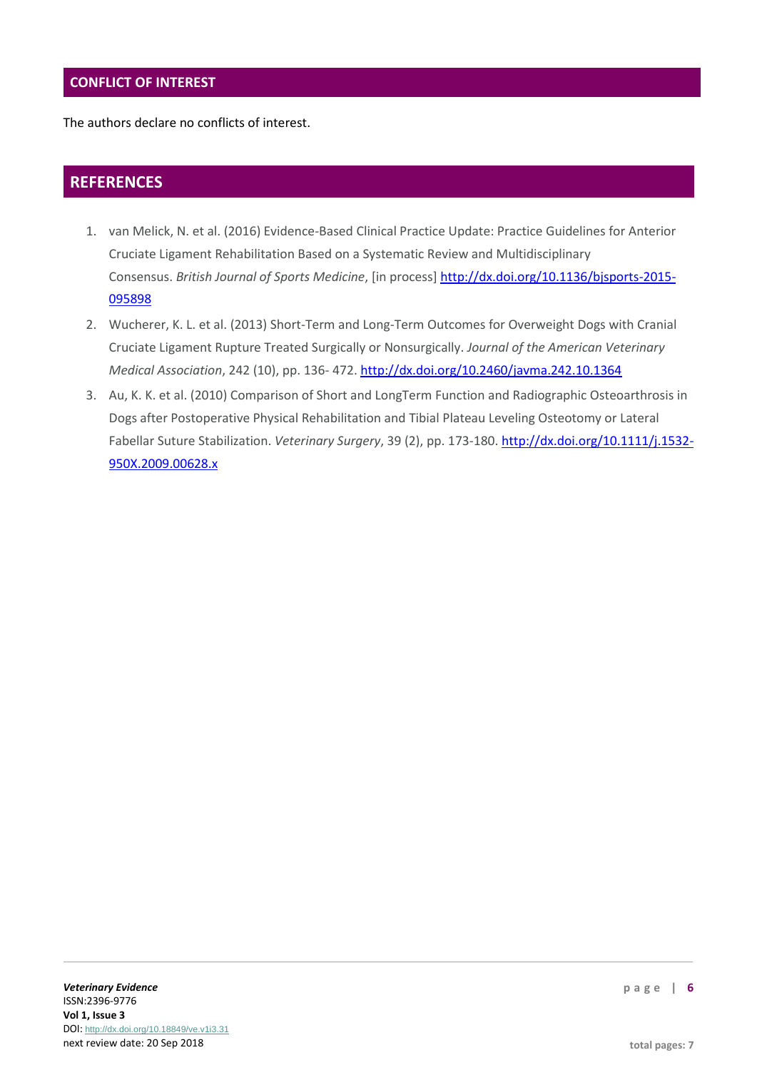## CONFLICT OF INTEREST

The authors declare no conflicts of interest.

## REFERENCES

1. van Melick, N. et al. (2016) Evidence-Based Clinical Practice Update: Practice Guidelines for Anterior Cruciate Ligament Rehabilitation Based on a Systematic Review and Multidisciplinary Consensus. *British Journal of Sports Medicine*, [in process] [http://dx.doi.org/10.1136/bjsports-2015-095898](http://dx.doi.org/10.1136/bjsports-2015-095898)
2. Wucherer, K. L. et al. (2013) Short-Term and Long-Term Outcomes for Overweight Dogs with Cranial Cruciate Ligament Rupture Treated Surgically or Nonsurgically. *Journal of the American Veterinary Medical Association*, 242 (10), pp. 136- 472. [http://dx.doi.org/10.2460/javma.242.10.1364](http://dx.doi.org/10.2460/javma.242.10.1364)
3. Au, K. K. et al. (2010) Comparison of Short and LongTerm Function and Radiographic Osteoarthrosis in Dogs after Postoperative Physical Rehabilitation and Tibial Plateau Leveling Osteotomy or Lateral Fabellar Suture Stabilization. *Veterinary Surgery*, 39 (2), pp. 173-180. [http://dx.doi.org/10.1111/j.1532-950X.2009.00628.x](http://dx.doi.org/10.1111/j.1532-950X.2009.00628.x)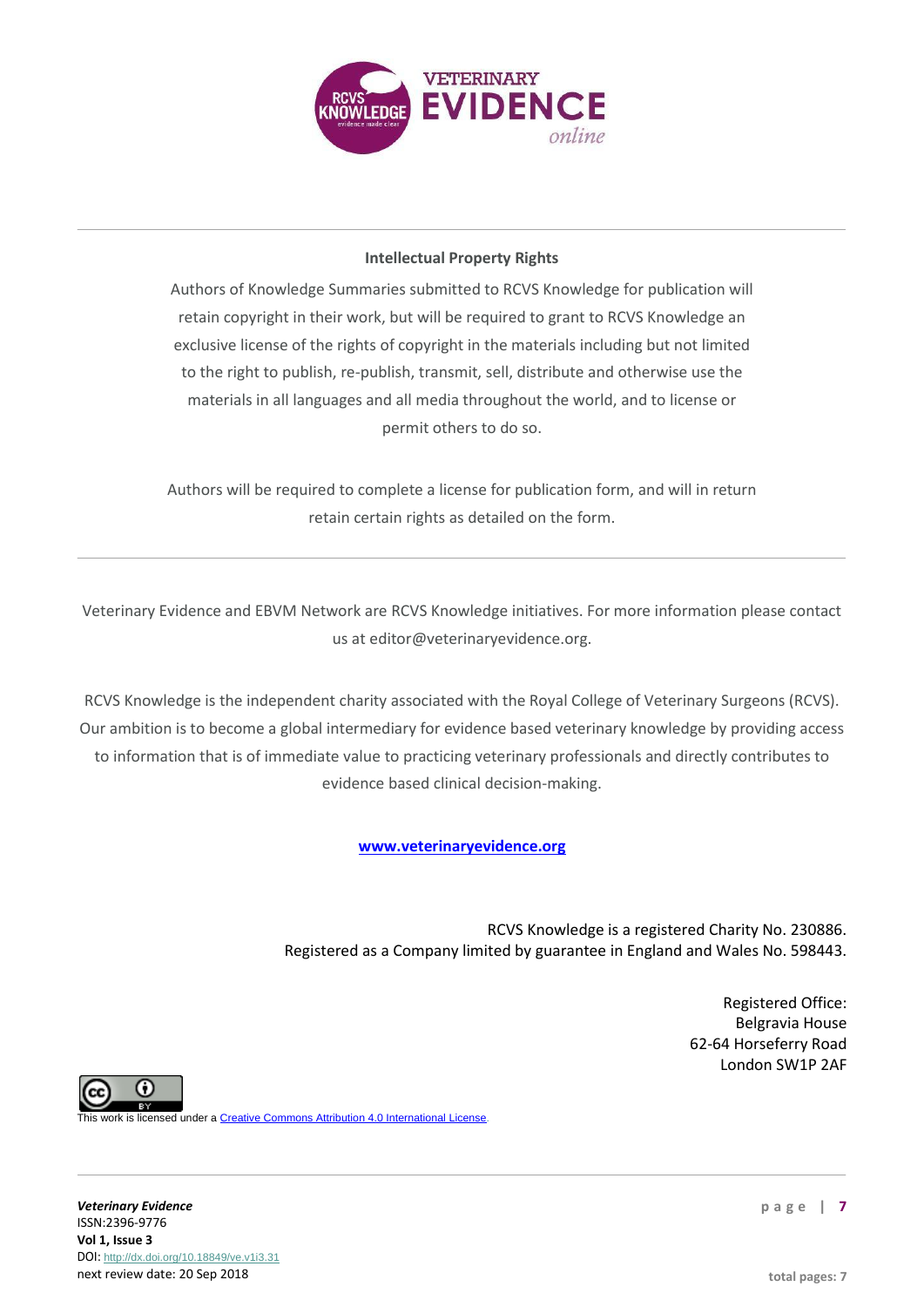## Intellectual Property Rights

Authors of Knowledge Summaries submitted to RCVS Knowledge for publication will retain copyright in their work, but will be required to grant to RCVS Knowledge an exclusive license of the rights of copyright in the materials including but not limited to the right to publish, re-publish, transmit, sell, distribute and otherwise use the materials in all languages and all media throughout the world, and to license or permit others to do so.

Authors will be required to complete a license for publication form, and will in return retain certain rights as detailed on the form.

---

Veterinary Evidence and EBVM Network are RCVS Knowledge initiatives. For more information please contact us at editor@veterinaryevidence.org.

RCVS Knowledge is the independent charity associated with the Royal College of Veterinary Surgeons (RCVS). Our ambition is to become a global intermediary for evidence based veterinary knowledge by providing access to information that is of immediate value to practicing veterinary professionals and directly contributes to evidence based clinical decision-making.

**www.veterinaryevidence.org**

RCVS Knowledge is a registered Charity No. 230886.
Registered as a Company limited by guarantee in England and Wales No. 598443.

Registered Office:
Belgravia House
62-64 Horseferry Road
London SW1P 2AF

This work is licensed under a Creative Commons Attribution 4.0 International License.